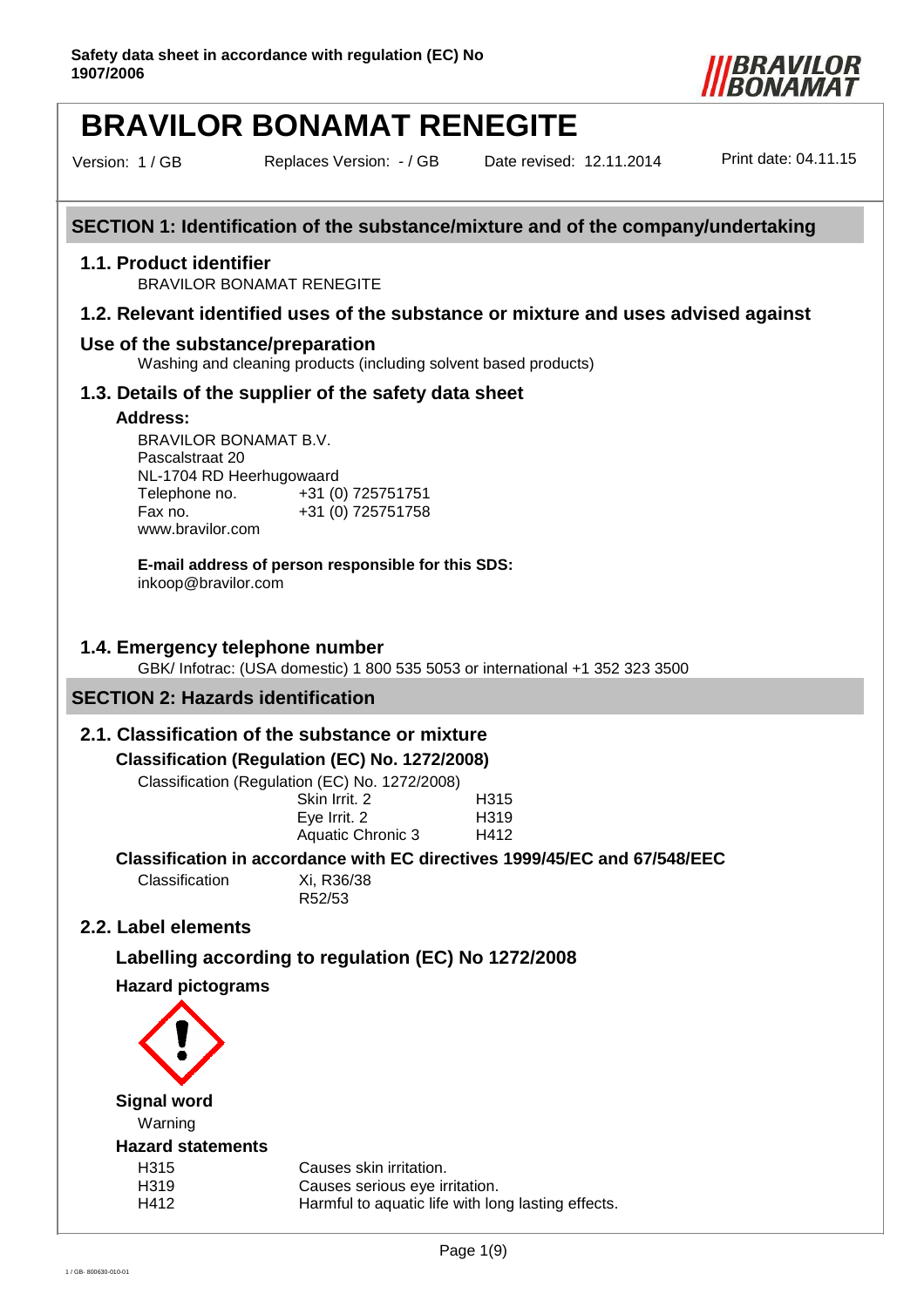Safety data sheet in accordance with regulation (EC) No 1907/2006

# BRAVILOR BONAMAT RENEGITE

Version: 1 / GB    Replaces Version: - / GB    Date revised: 12.11.2014    Print date: 04.11.15

## SECTION 1: Identification of the substance/mixture and of the company/undertaking

### 1.1. Product identifier

BRAVILOR BONAMAT RENEGITE

### 1.2. Relevant identified uses of the substance or mixture and uses advised against

### Use of the substance/preparation

Washing and cleaning products (including solvent based products)

### 1.3. Details of the supplier of the safety data sheet

**Address:**

BRAVILOR BONAMAT B.V.
Pascalstraat 20
NL-1704 RD Heerhugowaard
Telephone no. +31 (0) 725751751
Fax no. +31 (0) 725751758
www.bravilor.com

**E-mail address of person responsible for this SDS:**
inkoop@bravilor.com

### 1.4. Emergency telephone number

GBK/ Infotrac: (USA domestic) 1 800 535 5053 or international +1 352 323 3500

## SECTION 2: Hazards identification

### 2.1. Classification of the substance or mixture

**Classification (Regulation (EC) No. 1272/2008)**

Classification (Regulation (EC) No. 1272/2008)

| | |
|---|---|
| Skin Irrit. 2 | H315 |
| Eye Irrit. 2 | H319 |
| Aquatic Chronic 3 | H412 |

**Classification in accordance with EC directives 1999/45/EC and 67/548/EEC**

Classification    Xi, R36/38
R52/53

### 2.2. Label elements

**Labelling according to regulation (EC) No 1272/2008**

**Hazard pictograms**

**Signal word**

Warning

**Hazard statements**

| | |
|---|---|
| H315 | Causes skin irritation. |
| H319 | Causes serious eye irritation. |
| H412 | Harmful to aquatic life with long lasting effects. |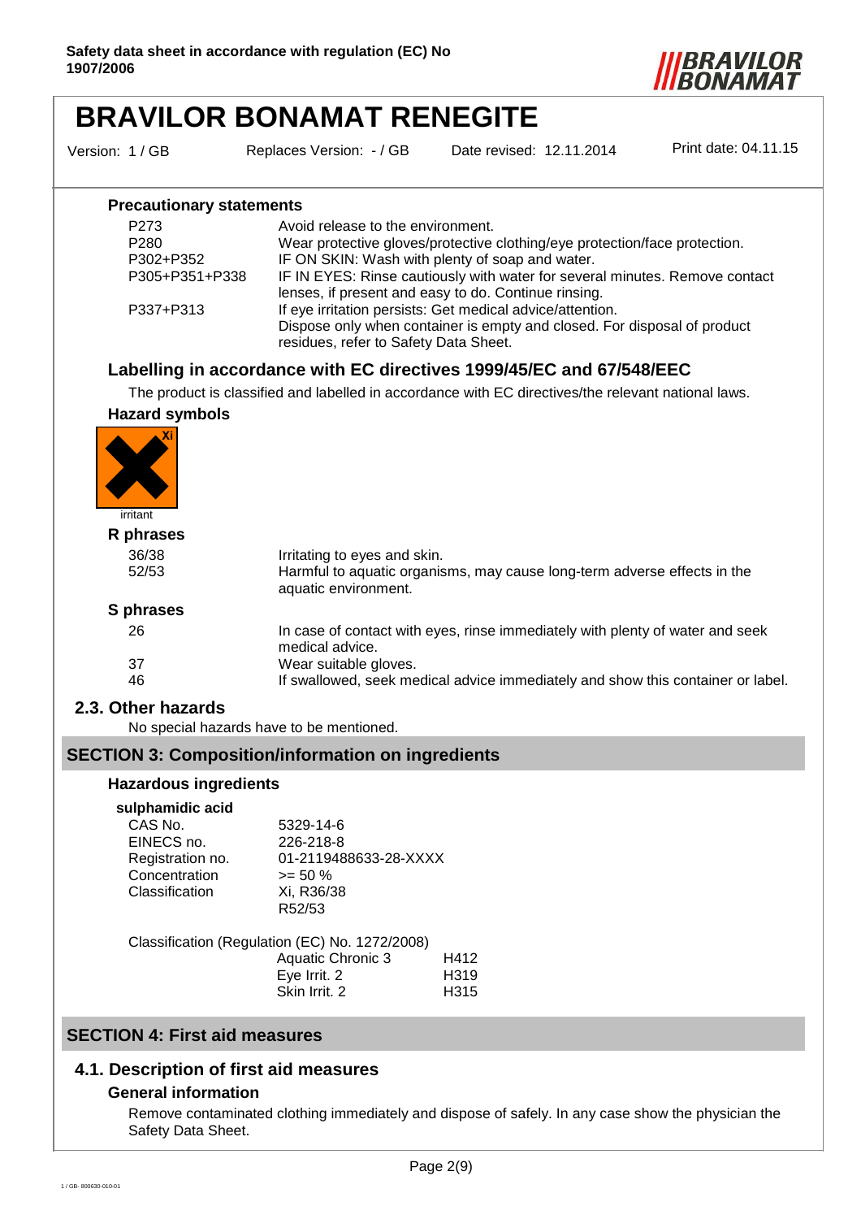#### Precautionary statements

| | |
|---|---|
| P273 | Avoid release to the environment. |
| P280 | Wear protective gloves/protective clothing/eye protection/face protection. |
| P302+P352 | IF ON SKIN: Wash with plenty of soap and water. |
| P305+P351+P338 | IF IN EYES: Rinse cautiously with water for several minutes. Remove contact lenses, if present and easy to do. Continue rinsing. |
| P337+P313 | If eye irritation persists: Get medical advice/attention. |
| | Dispose only when container is empty and closed. For disposal of product residues, refer to Safety Data Sheet. |

### Labelling in accordance with EC directives 1999/45/EC and 67/548/EEC

The product is classified and labelled in accordance with EC directives/the relevant national laws.

#### Hazard symbols

Xi

irritant

#### R phrases

| | |
|---|---|
| 36/38 | Irritating to eyes and skin. |
| 52/53 | Harmful to aquatic organisms, may cause long-term adverse effects in the aquatic environment. |

#### S phrases

| | |
|---|---|
| 26 | In case of contact with eyes, rinse immediately with plenty of water and seek medical advice. |
| 37 | Wear suitable gloves. |
| 46 | If swallowed, seek medical advice immediately and show this container or label. |

### 2.3. Other hazards

No special hazards have to be mentioned.

## SECTION 3: Composition/information on ingredients

#### Hazardous ingredients

**sulphamidic acid**

| | |
|---|---|
| CAS No. | 5329-14-6 |
| EINECS no. | 226-218-8 |
| Registration no. | 01-2119488633-28-XXXX |
| Concentration | >= 50 % |
| Classification | Xi, R36/38<br>R52/53 |

Classification (Regulation (EC) No. 1272/2008)

| | |
|---|---|
| Aquatic Chronic 3 | H412 |
| Eye Irrit. 2 | H319 |
| Skin Irrit. 2 | H315 |

## SECTION 4: First aid measures

### 4.1. Description of first aid measures

#### General information

Remove contaminated clothing immediately and dispose of safely. In any case show the physician the Safety Data Sheet.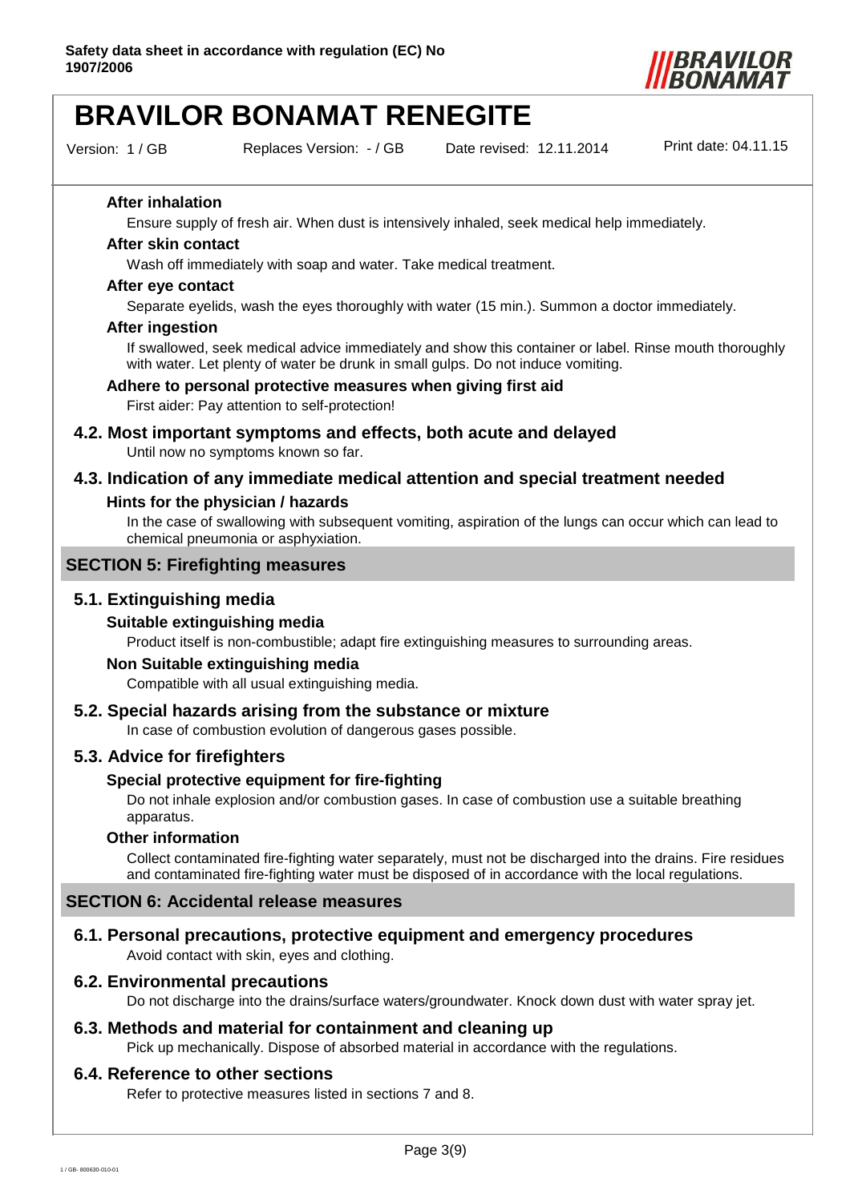#### After inhalation

Ensure supply of fresh air. When dust is intensively inhaled, seek medical help immediately.

#### After skin contact

Wash off immediately with soap and water. Take medical treatment.

#### After eye contact

Separate eyelids, wash the eyes thoroughly with water (15 min.). Summon a doctor immediately.

#### After ingestion

If swallowed, seek medical advice immediately and show this container or label. Rinse mouth thoroughly with water. Let plenty of water be drunk in small gulps. Do not induce vomiting.

#### Adhere to personal protective measures when giving first aid

First aider: Pay attention to self-protection!

### 4.2. Most important symptoms and effects, both acute and delayed

Until now no symptoms known so far.

### 4.3. Indication of any immediate medical attention and special treatment needed

#### Hints for the physician / hazards

In the case of swallowing with subsequent vomiting, aspiration of the lungs can occur which can lead to chemical pneumonia or asphyxiation.

## SECTION 5: Firefighting measures

### 5.1. Extinguishing media

#### Suitable extinguishing media

Product itself is non-combustible; adapt fire extinguishing measures to surrounding areas.

#### Non Suitable extinguishing media

Compatible with all usual extinguishing media.

### 5.2. Special hazards arising from the substance or mixture

In case of combustion evolution of dangerous gases possible.

### 5.3. Advice for firefighters

#### Special protective equipment for fire-fighting

Do not inhale explosion and/or combustion gases. In case of combustion use a suitable breathing apparatus.

#### Other information

Collect contaminated fire-fighting water separately, must not be discharged into the drains. Fire residues and contaminated fire-fighting water must be disposed of in accordance with the local regulations.

## SECTION 6: Accidental release measures

### 6.1. Personal precautions, protective equipment and emergency procedures

Avoid contact with skin, eyes and clothing.

### 6.2. Environmental precautions

Do not discharge into the drains/surface waters/groundwater. Knock down dust with water spray jet.

### 6.3. Methods and material for containment and cleaning up

Pick up mechanically. Dispose of absorbed material in accordance with the regulations.

### 6.4. Reference to other sections

Refer to protective measures listed in sections 7 and 8.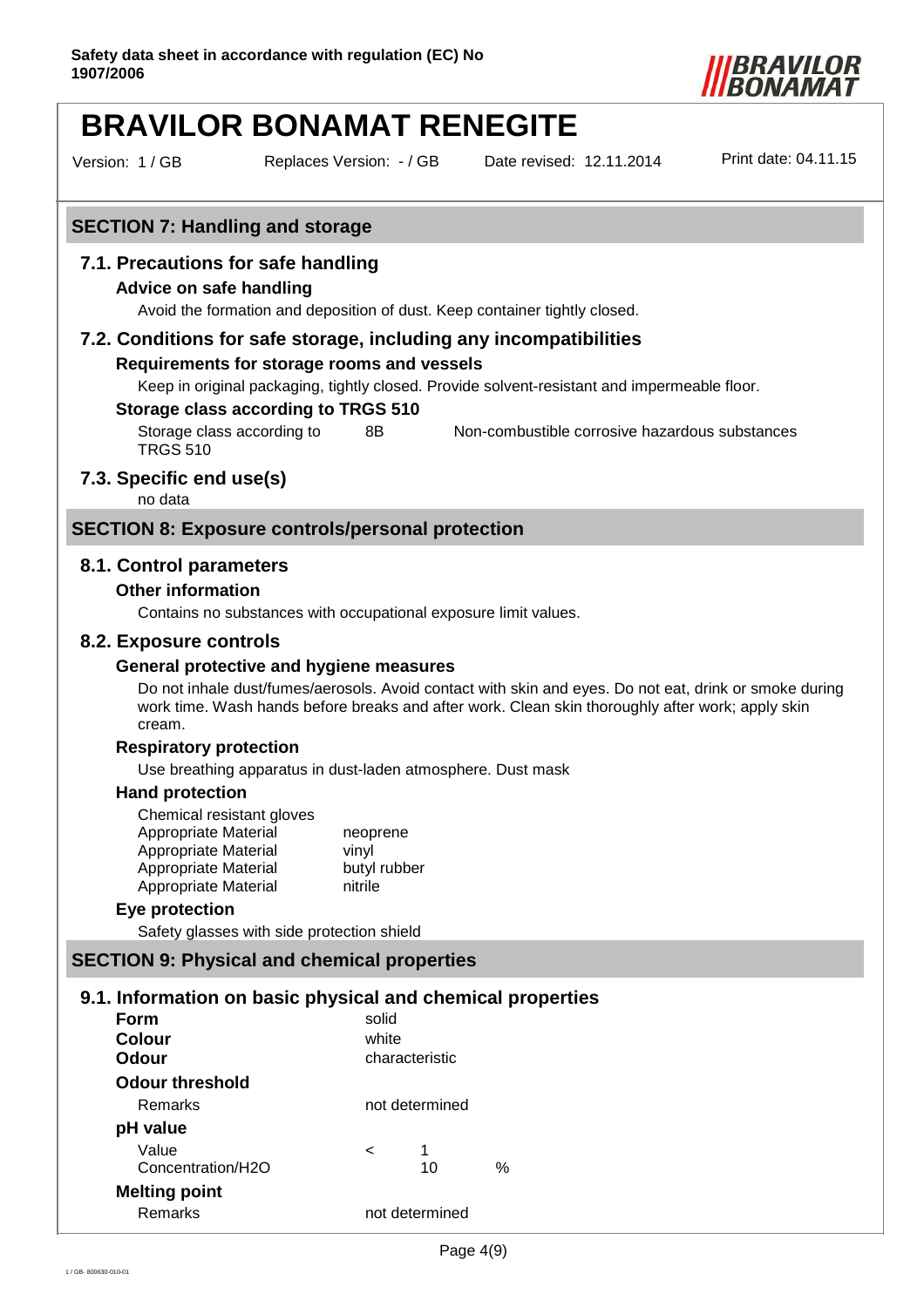## SECTION 7: Handling and storage

### 7.1. Precautions for safe handling

**Advice on safe handling**

Avoid the formation and deposition of dust. Keep container tightly closed.

### 7.2. Conditions for safe storage, including any incompatibilities

**Requirements for storage rooms and vessels**

Keep in original packaging, tightly closed. Provide solvent-resistant and impermeable floor.

**Storage class according to TRGS 510**

| | | |
|---|---|---|
| Storage class according to TRGS 510 | 8B | Non-combustible corrosive hazardous substances |

### 7.3. Specific end use(s)

no data

## SECTION 8: Exposure controls/personal protection

### 8.1. Control parameters

**Other information**

Contains no substances with occupational exposure limit values.

### 8.2. Exposure controls

**General protective and hygiene measures**

Do not inhale dust/fumes/aerosols. Avoid contact with skin and eyes. Do not eat, drink or smoke during work time. Wash hands before breaks and after work. Clean skin thoroughly after work; apply skin cream.

**Respiratory protection**

Use breathing apparatus in dust-laden atmosphere. Dust mask

**Hand protection**

Chemical resistant gloves

| | |
|---|---|
| Appropriate Material | neoprene |
| Appropriate Material | vinyl |
| Appropriate Material | butyl rubber |
| Appropriate Material | nitrile |

**Eye protection**

Safety glasses with side protection shield

## SECTION 9: Physical and chemical properties

### 9.1. Information on basic physical and chemical properties

| | | | |
|---|---|---|---|
| **Form** | solid | | |
| **Colour** | white | | |
| **Odour** | characteristic | | |
| **Odour threshold** | | | |
| Remarks | not determined | | |
| **pH value** | | | |
| Value | < | 1 | |
| Concentration/$H_2O$ | | 10 | % |
| **Melting point** | | | |
| Remarks | not determined | | |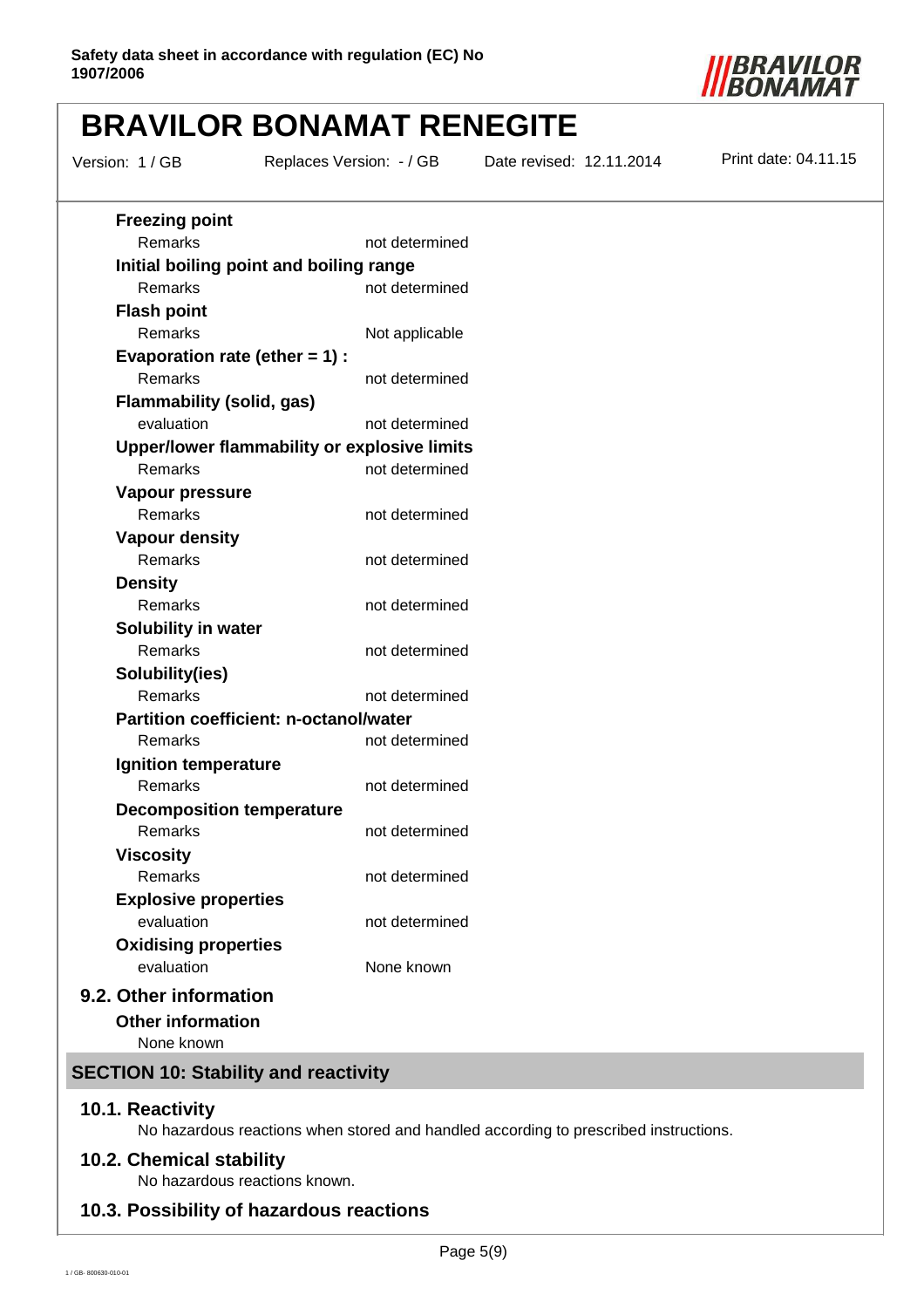**Freezing point**

| | |
|---|---|
| Remarks | not determined |

**Initial boiling point and boiling range**

| | |
|---|---|
| Remarks | not determined |

**Flash point**

| | |
|---|---|
| Remarks | Not applicable |

**Evaporation rate (ether = 1) :**

| | |
|---|---|
| Remarks | not determined |

**Flammability (solid, gas)**

| | |
|---|---|
| evaluation | not determined |

**Upper/lower flammability or explosive limits**

| | |
|---|---|
| Remarks | not determined |

**Vapour pressure**

| | |
|---|---|
| Remarks | not determined |

**Vapour density**

| | |
|---|---|
| Remarks | not determined |

**Density**

| | |
|---|---|
| Remarks | not determined |

**Solubility in water**

| | |
|---|---|
| Remarks | not determined |

**Solubility(ies)**

| | |
|---|---|
| Remarks | not determined |

**Partition coefficient: n-octanol/water**

| | |
|---|---|
| Remarks | not determined |

**Ignition temperature**

| | |
|---|---|
| Remarks | not determined |

**Decomposition temperature**

| | |
|---|---|
| Remarks | not determined |

**Viscosity**

| | |
|---|---|
| Remarks | not determined |

**Explosive properties**

| | |
|---|---|
| evaluation | not determined |

**Oxidising properties**

| | |
|---|---|
| evaluation | None known |

### 9.2. Other information

**Other information**

None known

## SECTION 10: Stability and reactivity

### 10.1. Reactivity

No hazardous reactions when stored and handled according to prescribed instructions.

### 10.2. Chemical stability

No hazardous reactions known.

### 10.3. Possibility of hazardous reactions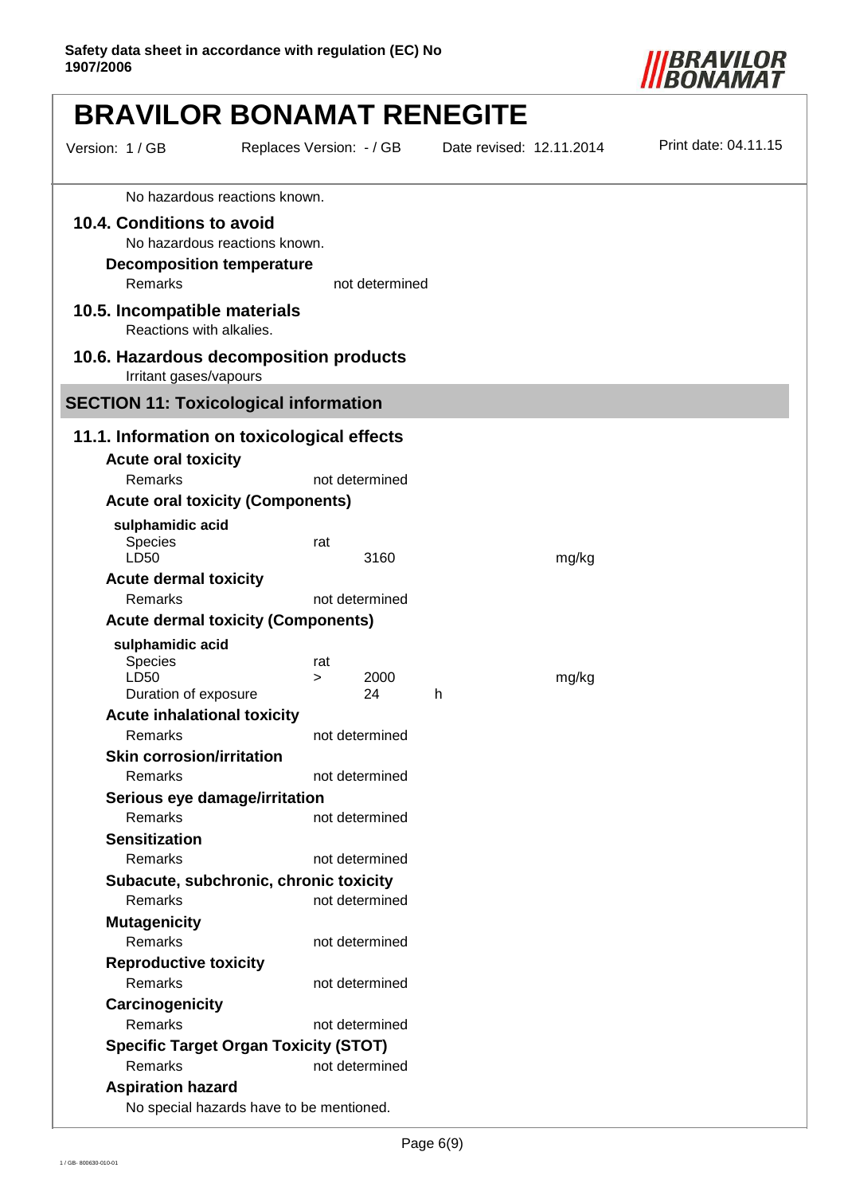No hazardous reactions known.

### 10.4. Conditions to avoid

No hazardous reactions known.

**Decomposition temperature**

| | |
|---|---|
| Remarks | not determined |

### 10.5. Incompatible materials

Reactions with alkalies.

### 10.6. Hazardous decomposition products

Irritant gases/vapours

## SECTION 11: Toxicological information

### 11.1. Information on toxicological effects

**Acute oral toxicity**

| | |
|---|---|
| Remarks | not determined |

**Acute oral toxicity (Components)**

**sulphamidic acid**

| | | | | |
|---|---|---|---|---|
| Species | rat | | | |
| LD50 | | 3160 | | mg/kg |

**Acute dermal toxicity**

| | |
|---|---|
| Remarks | not determined |

**Acute dermal toxicity (Components)**

**sulphamidic acid**

| | | | | |
|---|---|---|---|---|
| Species | rat | | | |
| LD50 | > | 2000 | | mg/kg |
| Duration of exposure | | 24 | h | |

**Acute inhalational toxicity**

| | |
|---|---|
| Remarks | not determined |

**Skin corrosion/irritation**

| | |
|---|---|
| Remarks | not determined |

**Serious eye damage/irritation**

| | |
|---|---|
| Remarks | not determined |

**Sensitization**

| | |
|---|---|
| Remarks | not determined |

**Subacute, subchronic, chronic toxicity**

| | |
|---|---|
| Remarks | not determined |

**Mutagenicity**

| | |
|---|---|
| Remarks | not determined |

**Reproductive toxicity**

| | |
|---|---|
| Remarks | not determined |

**Carcinogenicity**

| | |
|---|---|
| Remarks | not determined |

**Specific Target Organ Toxicity (STOT)**

| | |
|---|---|
| Remarks | not determined |

**Aspiration hazard**

No special hazards have to be mentioned.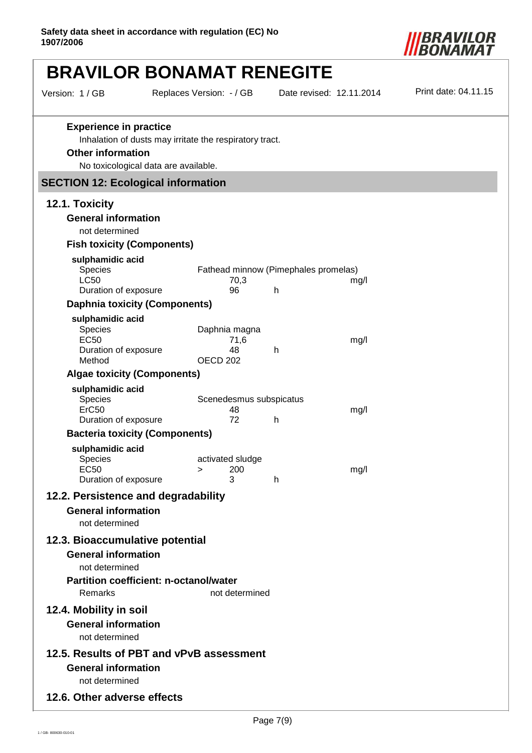**Experience in practice**

Inhalation of dusts may irritate the respiratory tract.

**Other information**

No toxicological data are available.

## SECTION 12: Ecological information

### 12.1. Toxicity

**General information**

not determined

**Fish toxicity (Components)**

**sulphamidic acid**

| | | | |
|---|---|---|---|
| Species | Fathead minnow (Pimephales promelas) | | |
| LC50 | 70,3 | | mg/l |
| Duration of exposure | 96 | h | |

**Daphnia toxicity (Components)**

**sulphamidic acid**

| | | | |
|---|---|---|---|
| Species | Daphnia magna | | |
| EC50 | 71,6 | | mg/l |
| Duration of exposure | 48 | h | |
| Method | OECD 202 | | |

**Algae toxicity (Components)**

**sulphamidic acid**

| | | | |
|---|---|---|---|
| Species | Scenedesmus subspicatus | | |
| ErC50 | 48 | | mg/l |
| Duration of exposure | 72 | h | |

**Bacteria toxicity (Components)**

**sulphamidic acid**

| | | | |
|---|---|---|---|
| Species | activated sludge | | |
| EC50 | > 200 | | mg/l |
| Duration of exposure | 3 | h | |

### 12.2. Persistence and degradability

**General information**

not determined

### 12.3. Bioaccumulative potential

**General information**

not determined

**Partition coefficient: n-octanol/water**

| | |
|---|---|
| Remarks | not determined |

### 12.4. Mobility in soil

**General information**

not determined

### 12.5. Results of PBT and vPvB assessment

**General information**

not determined

### 12.6. Other adverse effects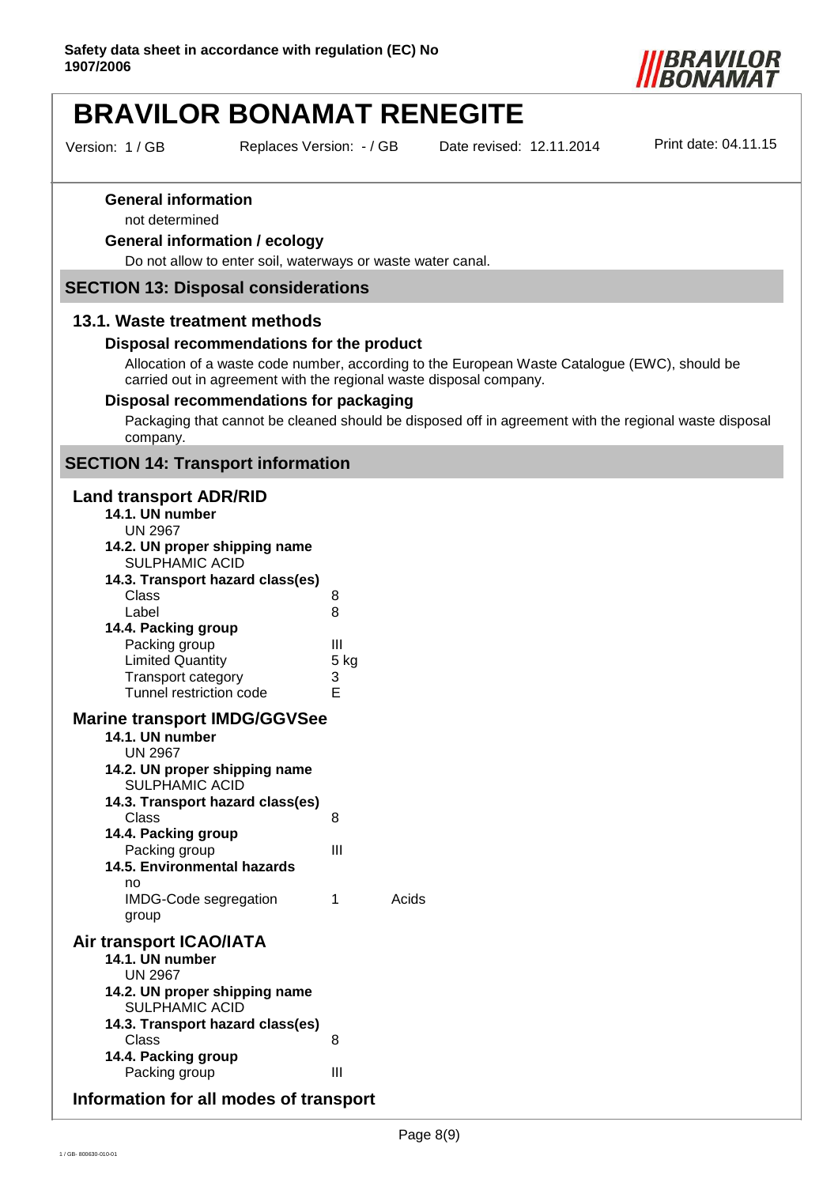**General information**

not determined

**General information / ecology**

Do not allow to enter soil, waterways or waste water canal.

## SECTION 13: Disposal considerations

### 13.1. Waste treatment methods

**Disposal recommendations for the product**

Allocation of a waste code number, according to the European Waste Catalogue (EWC), should be carried out in agreement with the regional waste disposal company.

**Disposal recommendations for packaging**

Packaging that cannot be cleaned should be disposed off in agreement with the regional waste disposal company.

## SECTION 14: Transport information

### Land transport ADR/RID

**14.1. UN number**

UN 2967

**14.2. UN proper shipping name**

SULPHAMIC ACID

**14.3. Transport hazard class(es)**

| | |
|---|---|
| Class | 8 |
| Label | 8 |

**14.4. Packing group**

| | |
|---|---|
| Packing group | III |
| Limited Quantity | 5 kg |
| Transport category | 3 |
| Tunnel restriction code | E |

### Marine transport IMDG/GGVSee

**14.1. UN number**

UN 2967

**14.2. UN proper shipping name**

SULPHAMIC ACID

**14.3. Transport hazard class(es)**

| | |
|---|---|
| Class | 8 |

**14.4. Packing group**

| | |
|---|---|
| Packing group | III |

**14.5. Environmental hazards**

no

| | | |
|---|---|---|
| IMDG-Code segregation group | 1 | Acids |

### Air transport ICAO/IATA

**14.1. UN number**

UN 2967

**14.2. UN proper shipping name**

SULPHAMIC ACID

**14.3. Transport hazard class(es)**

| | |
|---|---|
| Class | 8 |

**14.4. Packing group**

| | |
|---|---|
| Packing group | III |

### Information for all modes of transport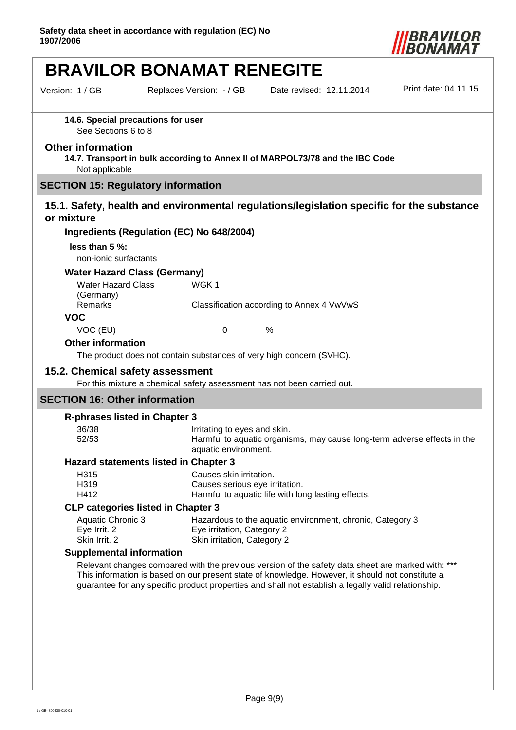#### 14.6. Special precautions for user

See Sections 6 to 8

### Other information

#### 14.7. Transport in bulk according to Annex II of MARPOL73/78 and the IBC Code

Not applicable

## SECTION 15: Regulatory information

### 15.1. Safety, health and environmental regulations/legislation specific for the substance or mixture

#### Ingredients (Regulation (EC) No 648/2004)

**less than 5 %:**

non-ionic surfactants

#### Water Hazard Class (Germany)

| | |
|---|---|
| Water Hazard Class (Germany) | WGK 1 |
| Remarks | Classification according to Annex 4 VwVwS |

**VOC**

| | | |
|---|---|---|
| VOC (EU) | 0 | % |

#### Other information

The product does not contain substances of very high concern (SVHC).

### 15.2. Chemical safety assessment

For this mixture a chemical safety assessment has not been carried out.

## SECTION 16: Other information

#### R-phrases listed in Chapter 3

| | |
|---|---|
| 36/38 | Irritating to eyes and skin. |
| 52/53 | Harmful to aquatic organisms, may cause long-term adverse effects in the aquatic environment. |

#### Hazard statements listed in Chapter 3

| | |
|---|---|
| H315 | Causes skin irritation. |
| H319 | Causes serious eye irritation. |
| H412 | Harmful to aquatic life with long lasting effects. |

#### CLP categories listed in Chapter 3

| | |
|---|---|
| Aquatic Chronic 3 | Hazardous to the aquatic environment, chronic, Category 3 |
| Eye Irrit. 2 | Eye irritation, Category 2 |
| Skin Irrit. 2 | Skin irritation, Category 2 |

#### Supplemental information

Relevant changes compared with the previous version of the safety data sheet are marked with: ***
This information is based on our present state of knowledge. However, it should not constitute a guarantee for any specific product properties and shall not establish a legally valid relationship.